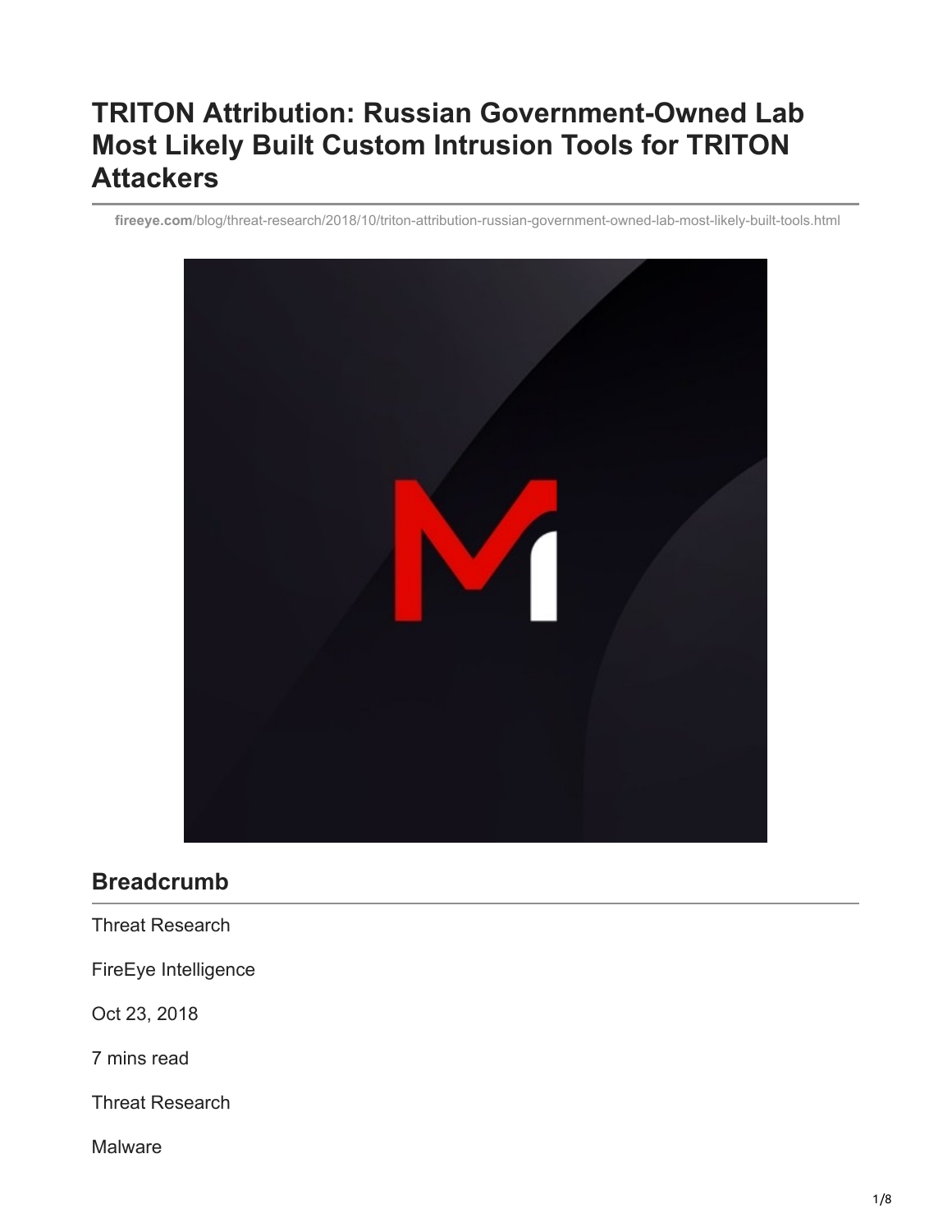# TRITON Attribution: Russian Government-Owned Lab Most Likely Built Custom Intrusion Tools for TRITON Attackers

**fireeye.com**/blog/threat-research/2018/10/triton-attribution-russian-government-owned-lab-most-likely-built-tools.html

## Breadcrumb

Threat Research

FireEye Intelligence

Oct 23, 2018

7 mins read

Threat Research

Malware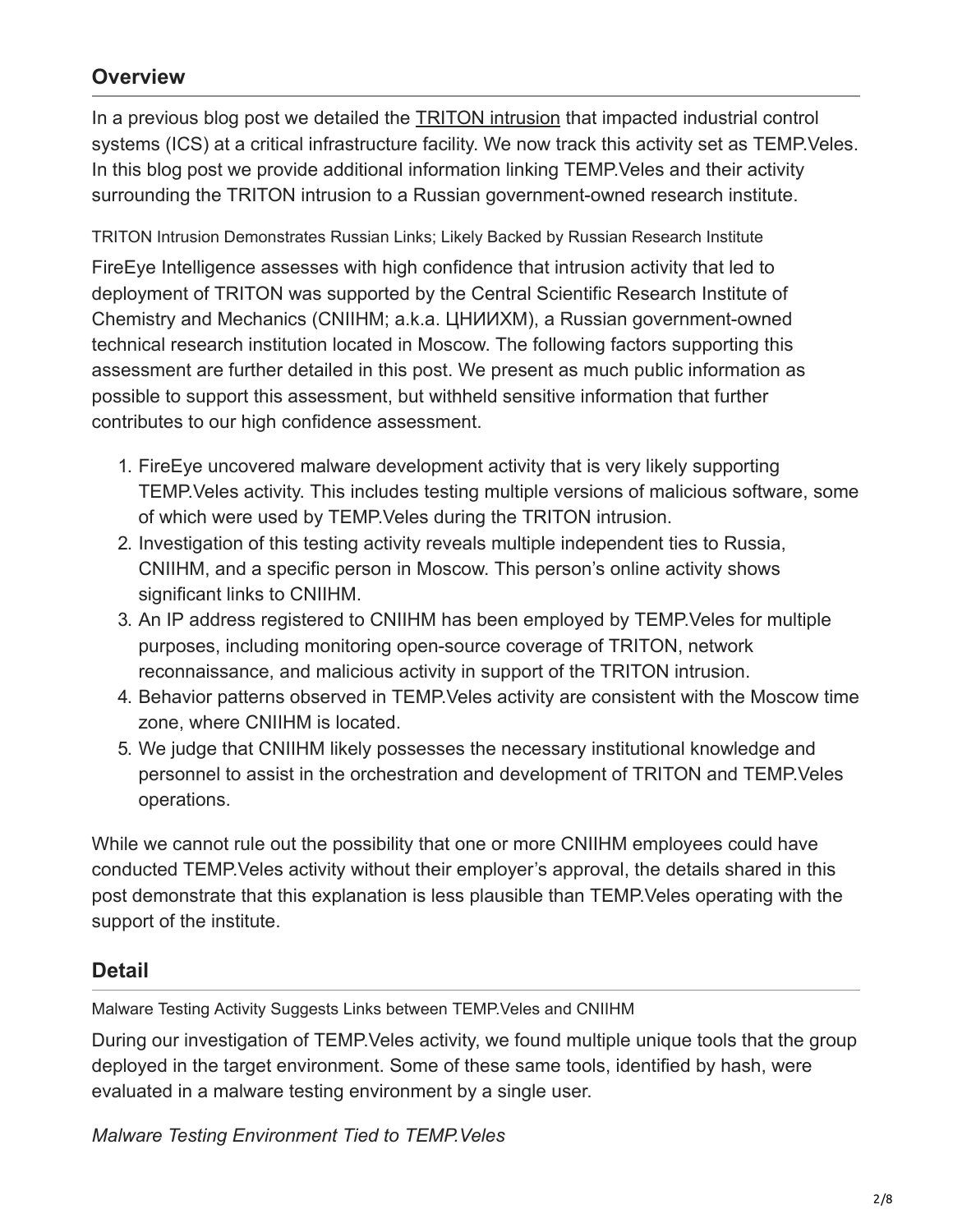## Overview

In a previous blog post we detailed the [TRITON intrusion] that impacted industrial control systems (ICS) at a critical infrastructure facility. We now track this activity set as TEMP.Veles. In this blog post we provide additional information linking TEMP.Veles and their activity surrounding the TRITON intrusion to a Russian government-owned research institute.

TRITON Intrusion Demonstrates Russian Links; Likely Backed by Russian Research Institute

FireEye Intelligence assesses with high confidence that intrusion activity that led to deployment of TRITON was supported by the Central Scientific Research Institute of Chemistry and Mechanics (CNIIHM; a.k.a. ЦНИИХМ), a Russian government-owned technical research institution located in Moscow. The following factors supporting this assessment are further detailed in this post. We present as much public information as possible to support this assessment, but withheld sensitive information that further contributes to our high confidence assessment.

1. FireEye uncovered malware development activity that is very likely supporting TEMP.Veles activity. This includes testing multiple versions of malicious software, some of which were used by TEMP.Veles during the TRITON intrusion.
2. Investigation of this testing activity reveals multiple independent ties to Russia, CNIIHM, and a specific person in Moscow. This person's online activity shows significant links to CNIIHM.
3. An IP address registered to CNIIHM has been employed by TEMP.Veles for multiple purposes, including monitoring open-source coverage of TRITON, network reconnaissance, and malicious activity in support of the TRITON intrusion.
4. Behavior patterns observed in TEMP.Veles activity are consistent with the Moscow time zone, where CNIIHM is located.
5. We judge that CNIIHM likely possesses the necessary institutional knowledge and personnel to assist in the orchestration and development of TRITON and TEMP.Veles operations.

While we cannot rule out the possibility that one or more CNIIHM employees could have conducted TEMP.Veles activity without their employer's approval, the details shared in this post demonstrate that this explanation is less plausible than TEMP.Veles operating with the support of the institute.

## Detail

Malware Testing Activity Suggests Links between TEMP.Veles and CNIIHM

During our investigation of TEMP.Veles activity, we found multiple unique tools that the group deployed in the target environment. Some of these same tools, identified by hash, were evaluated in a malware testing environment by a single user.

*Malware Testing Environment Tied to TEMP.Veles*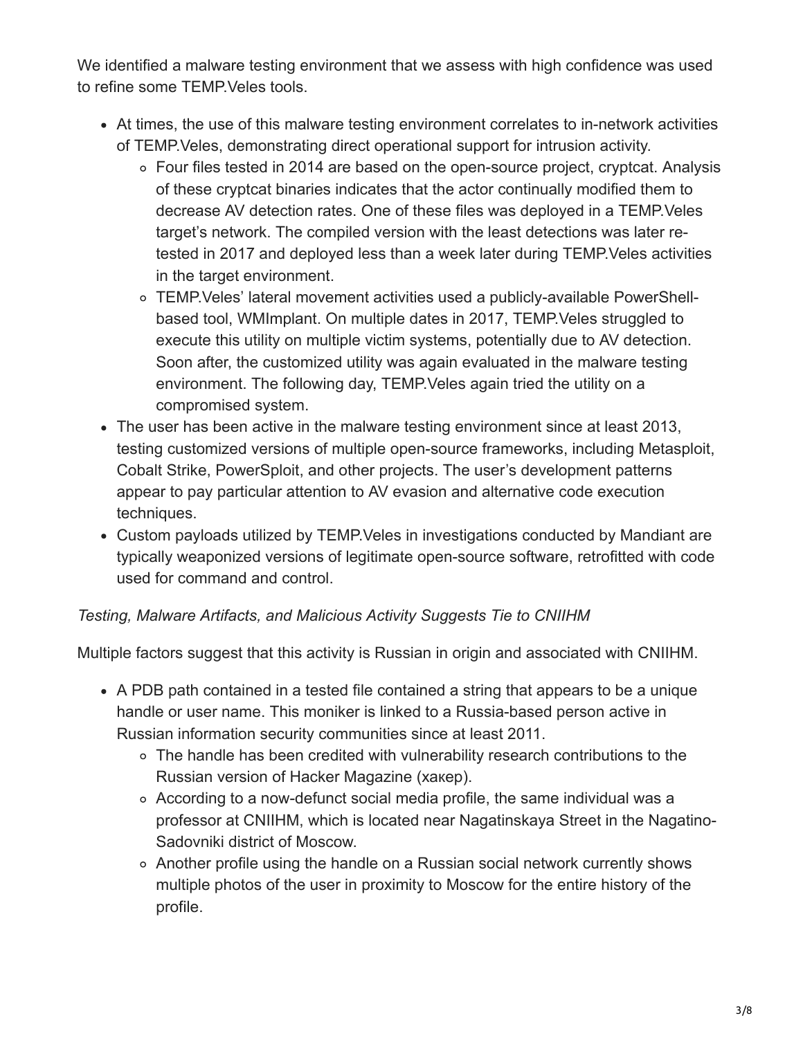We identified a malware testing environment that we assess with high confidence was used to refine some TEMP.Veles tools.

- At times, the use of this malware testing environment correlates to in-network activities of TEMP.Veles, demonstrating direct operational support for intrusion activity.
  - Four files tested in 2014 are based on the open-source project, cryptcat. Analysis of these cryptcat binaries indicates that the actor continually modified them to decrease AV detection rates. One of these files was deployed in a TEMP.Veles target's network. The compiled version with the least detections was later re-tested in 2017 and deployed less than a week later during TEMP.Veles activities in the target environment.
  - TEMP.Veles' lateral movement activities used a publicly-available PowerShell-based tool, WMImplant. On multiple dates in 2017, TEMP.Veles struggled to execute this utility on multiple victim systems, potentially due to AV detection. Soon after, the customized utility was again evaluated in the malware testing environment. The following day, TEMP.Veles again tried the utility on a compromised system.
- The user has been active in the malware testing environment since at least 2013, testing customized versions of multiple open-source frameworks, including Metasploit, Cobalt Strike, PowerSploit, and other projects. The user's development patterns appear to pay particular attention to AV evasion and alternative code execution techniques.
- Custom payloads utilized by TEMP.Veles in investigations conducted by Mandiant are typically weaponized versions of legitimate open-source software, retrofitted with code used for command and control.

*Testing, Malware Artifacts, and Malicious Activity Suggests Tie to CNIIHM*

Multiple factors suggest that this activity is Russian in origin and associated with CNIIHM.

- A PDB path contained in a tested file contained a string that appears to be a unique handle or user name. This moniker is linked to a Russia-based person active in Russian information security communities since at least 2011.
  - The handle has been credited with vulnerability research contributions to the Russian version of Hacker Magazine (хакер).
  - According to a now-defunct social media profile, the same individual was a professor at CNIIHM, which is located near Nagatinskaya Street in the Nagatino-Sadovniki district of Moscow.
  - Another profile using the handle on a Russian social network currently shows multiple photos of the user in proximity to Moscow for the entire history of the profile.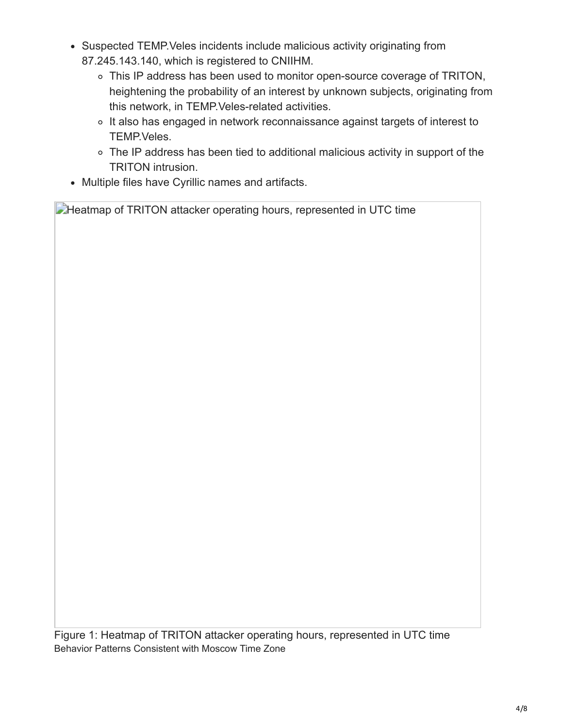- Suspected TEMP.Veles incidents include malicious activity originating from 87.245.143.140, which is registered to CNIIHM.
  - This IP address has been used to monitor open-source coverage of TRITON, heightening the probability of an interest by unknown subjects, originating from this network, in TEMP.Veles-related activities.
  - It also has engaged in network reconnaissance against targets of interest to TEMP.Veles.
  - The IP address has been tied to additional malicious activity in support of the TRITON intrusion.
- Multiple files have Cyrillic names and artifacts.

Heatmap of TRITON attacker operating hours, represented in UTC time

Figure 1: Heatmap of TRITON attacker operating hours, represented in UTC time

Behavior Patterns Consistent with Moscow Time Zone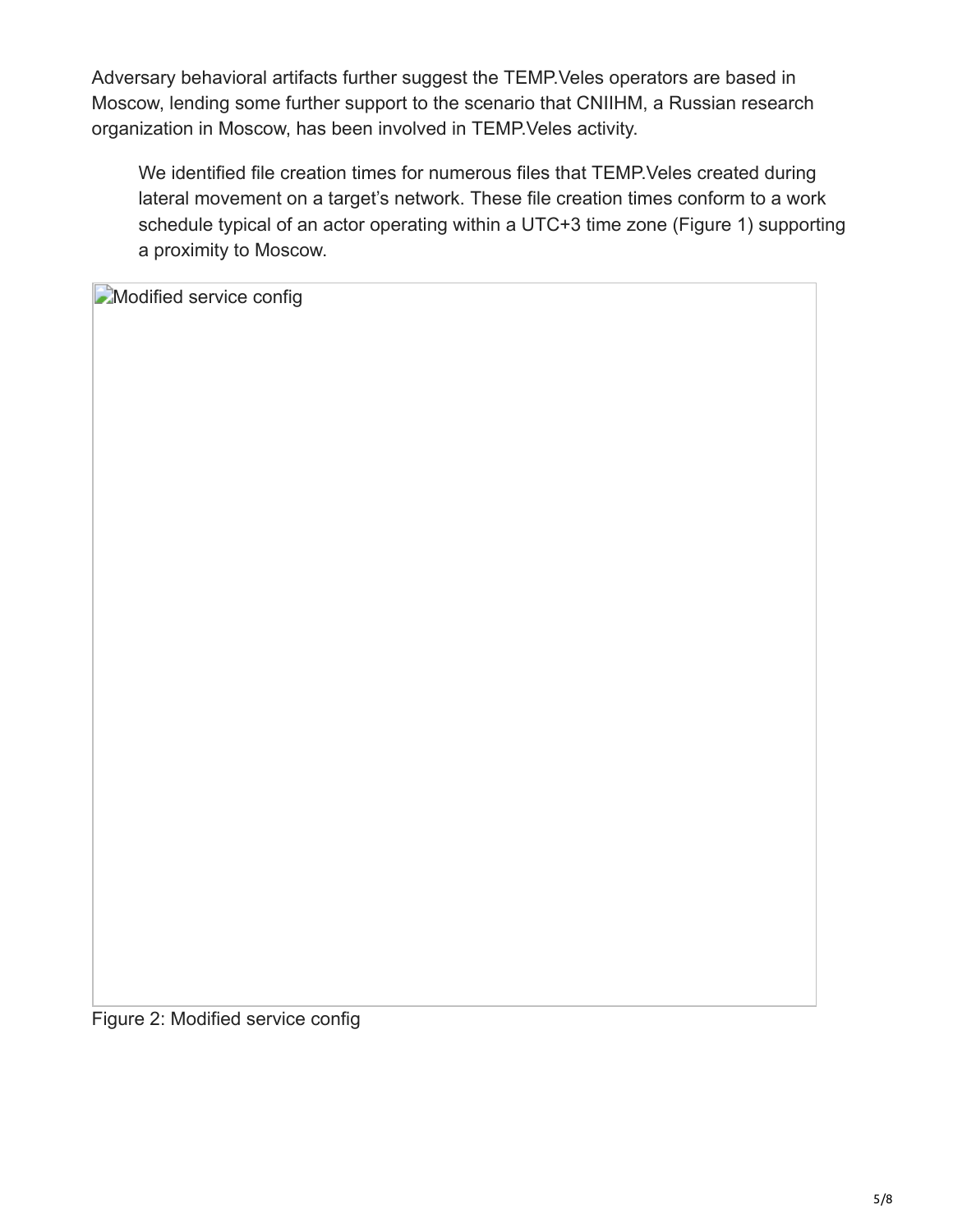Adversary behavioral artifacts further suggest the TEMP.Veles operators are based in Moscow, lending some further support to the scenario that CNIIHM, a Russian research organization in Moscow, has been involved in TEMP.Veles activity.

> We identified file creation times for numerous files that TEMP.Veles created during lateral movement on a target's network. These file creation times conform to a work schedule typical of an actor operating within a UTC+3 time zone (Figure 1) supporting a proximity to Moscow.

Modified service config

Figure 2: Modified service config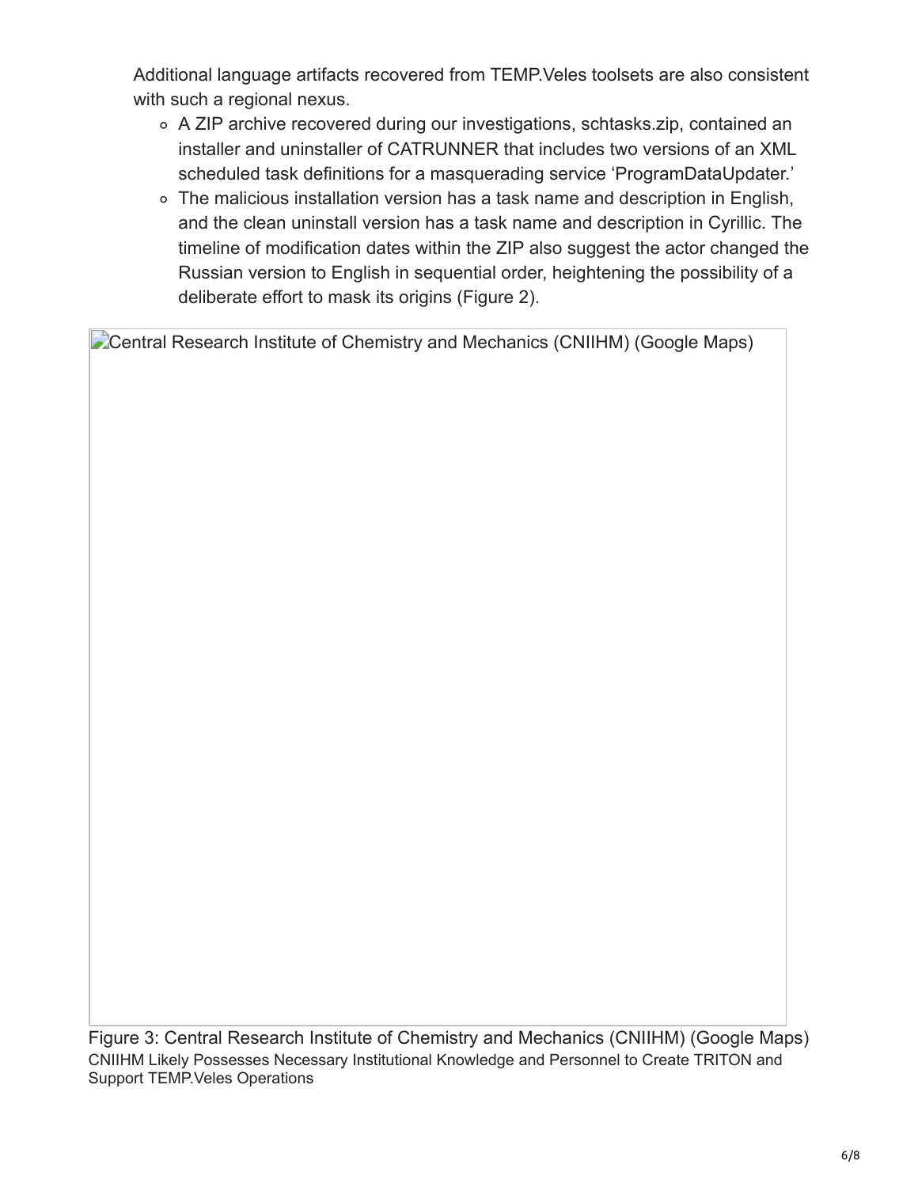Additional language artifacts recovered from TEMP.Veles toolsets are also consistent with such a regional nexus.

- A ZIP archive recovered during our investigations, schtasks.zip, contained an installer and uninstaller of CATRUNNER that includes two versions of an XML scheduled task definitions for a masquerading service 'ProgramDataUpdater.'
- The malicious installation version has a task name and description in English, and the clean uninstall version has a task name and description in Cyrillic. The timeline of modification dates within the ZIP also suggest the actor changed the Russian version to English in sequential order, heightening the possibility of a deliberate effort to mask its origins (Figure 2).

Central Research Institute of Chemistry and Mechanics (CNIIHM) (Google Maps)

Figure 3: Central Research Institute of Chemistry and Mechanics (CNIIHM) (Google Maps)

CNIIHM Likely Possesses Necessary Institutional Knowledge and Personnel to Create TRITON and Support TEMP.Veles Operations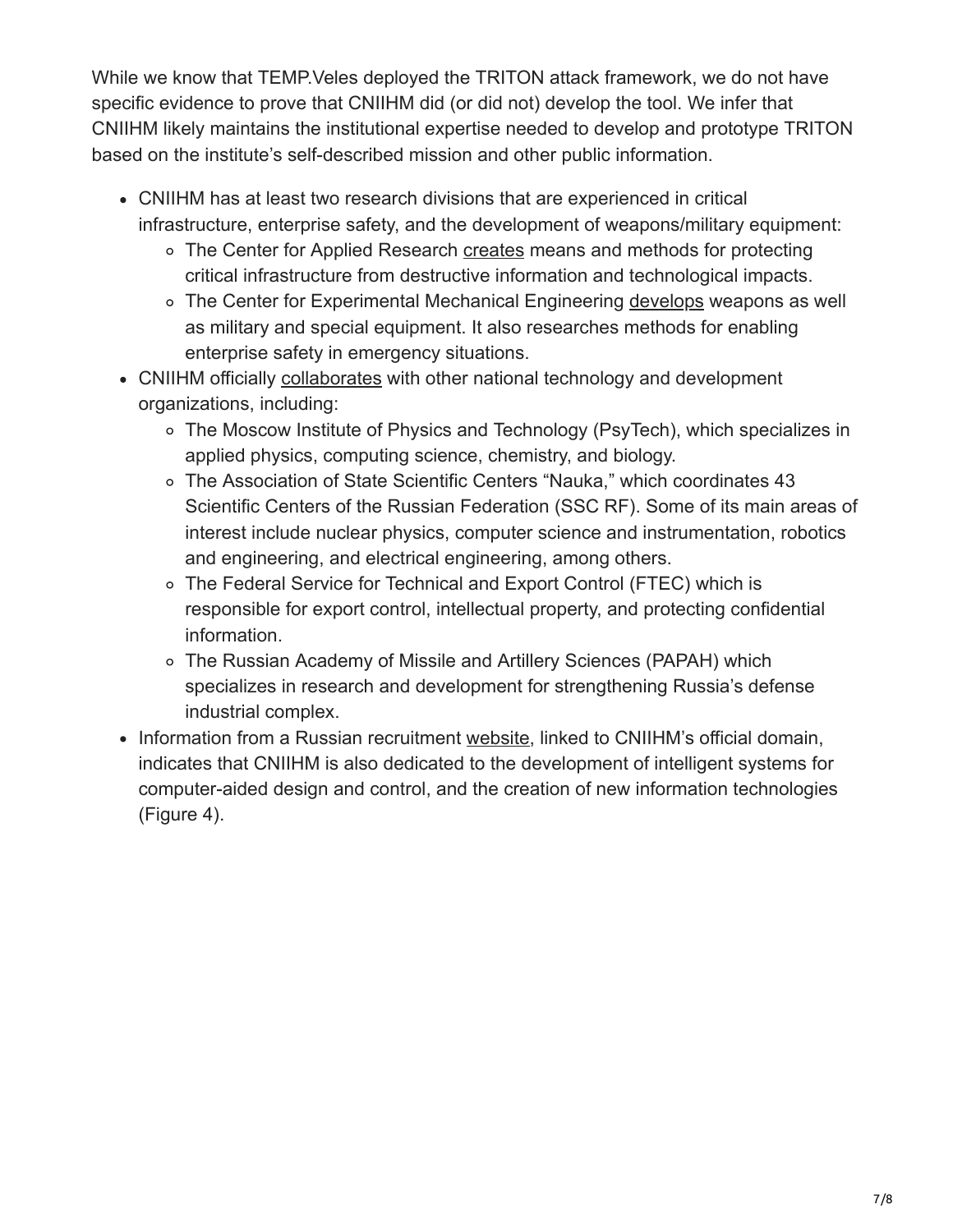While we know that TEMP.Veles deployed the TRITON attack framework, we do not have specific evidence to prove that CNIIHM did (or did not) develop the tool. We infer that CNIIHM likely maintains the institutional expertise needed to develop and prototype TRITON based on the institute's self-described mission and other public information.

- CNIIHM has at least two research divisions that are experienced in critical infrastructure, enterprise safety, and the development of weapons/military equipment:
  - The Center for Applied Research creates means and methods for protecting critical infrastructure from destructive information and technological impacts.
  - The Center for Experimental Mechanical Engineering develops weapons as well as military and special equipment. It also researches methods for enabling enterprise safety in emergency situations.
- CNIIHM officially collaborates with other national technology and development organizations, including:
  - The Moscow Institute of Physics and Technology (PsyTech), which specializes in applied physics, computing science, chemistry, and biology.
  - The Association of State Scientific Centers "Nauka," which coordinates 43 Scientific Centers of the Russian Federation (SSC RF). Some of its main areas of interest include nuclear physics, computer science and instrumentation, robotics and engineering, and electrical engineering, among others.
  - The Federal Service for Technical and Export Control (FTEC) which is responsible for export control, intellectual property, and protecting confidential information.
  - The Russian Academy of Missile and Artillery Sciences (PAPAH) which specializes in research and development for strengthening Russia's defense industrial complex.
- Information from a Russian recruitment website, linked to CNIIHM's official domain, indicates that CNIIHM is also dedicated to the development of intelligent systems for computer-aided design and control, and the creation of new information technologies (Figure 4).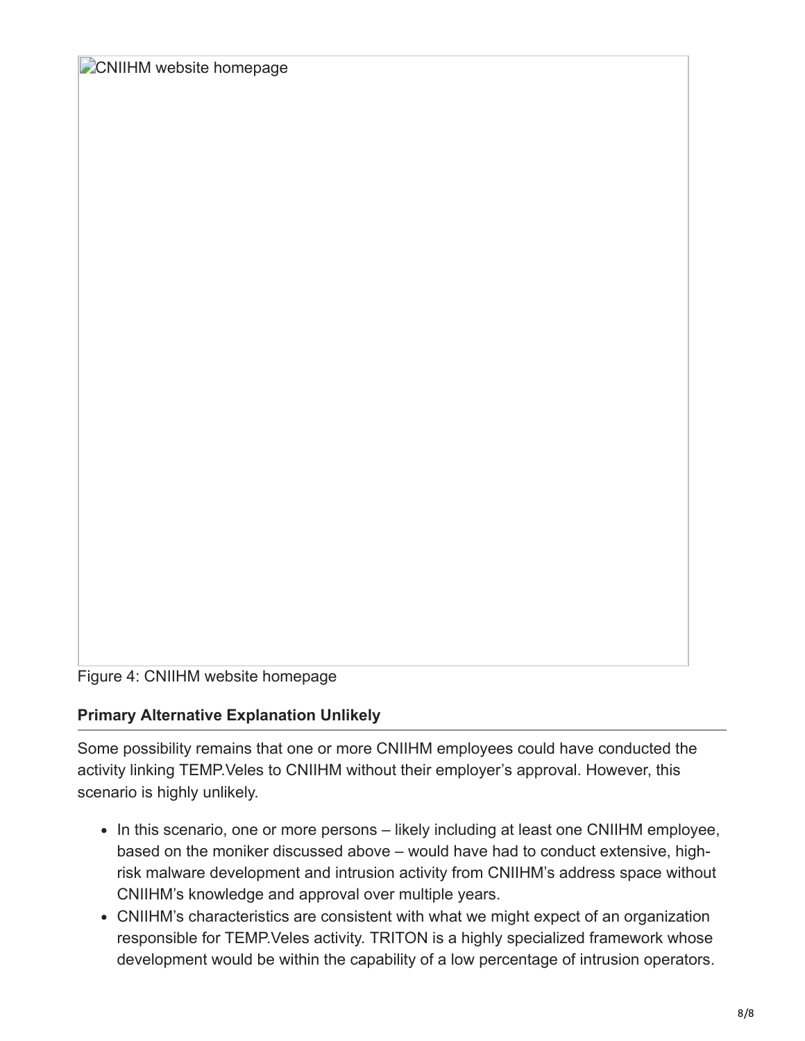CNIIHM website homepage

Figure 4: CNIIHM website homepage

### **Primary Alternative Explanation Unlikely**

Some possibility remains that one or more CNIIHM employees could have conducted the activity linking TEMP.Veles to CNIIHM without their employer's approval. However, this scenario is highly unlikely.

- In this scenario, one or more persons – likely including at least one CNIIHM employee, based on the moniker discussed above – would have had to conduct extensive, high-risk malware development and intrusion activity from CNIIHM's address space without CNIIHM's knowledge and approval over multiple years.
- CNIIHM's characteristics are consistent with what we might expect of an organization responsible for TEMP.Veles activity. TRITON is a highly specialized framework whose development would be within the capability of a low percentage of intrusion operators.